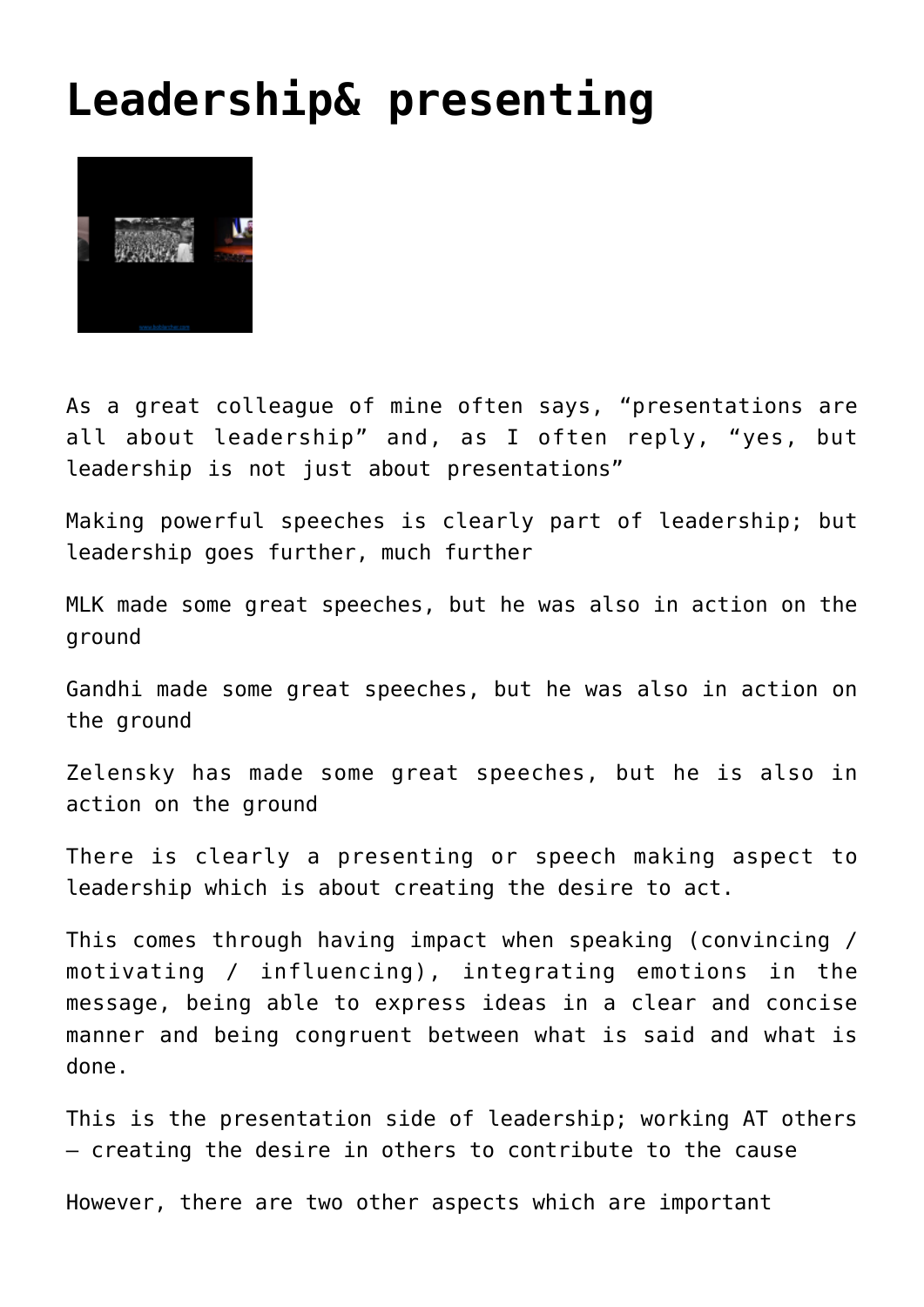# Leadership& presenting

As a great colleague of mine often says, “presentations are all about leadership” and, as I often reply, “yes, but leadership is not just about presentations”

Making powerful speeches is clearly part of leadership; but leadership goes further, much further

MLK made some great speeches, but he was also in action on the ground

Gandhi made some great speeches, but he was also in action on the ground

Zelensky has made some great speeches, but he is also in action on the ground

There is clearly a presenting or speech making aspect to leadership which is about creating the desire to act.

This comes through having impact when speaking (convincing / motivating / influencing), integrating emotions in the message, being able to express ideas in a clear and concise manner and being congruent between what is said and what is done.

This is the presentation side of leadership; working AT others – creating the desire in others to contribute to the cause

However, there are two other aspects which are important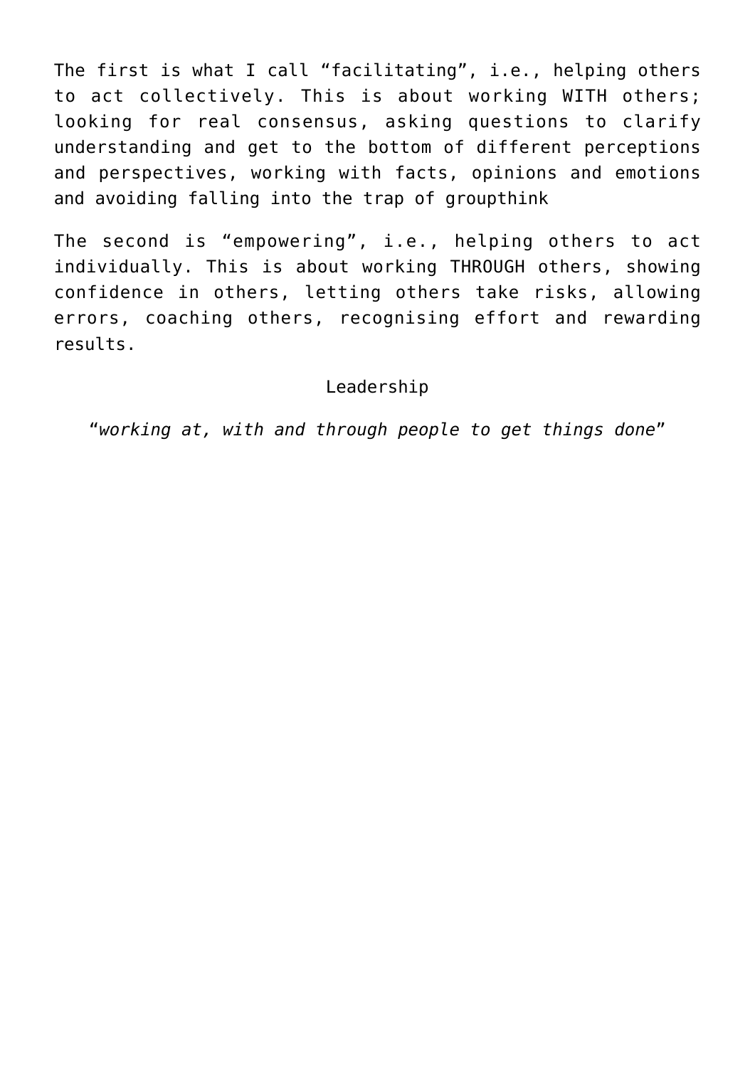The first is what I call “facilitating”, i.e., helping others to act collectively. This is about working WITH others; looking for real consensus, asking questions to clarify understanding and get to the bottom of different perceptions and perspectives, working with facts, opinions and emotions and avoiding falling into the trap of groupthink

The second is “empowering”, i.e., helping others to act individually. This is about working THROUGH others, showing confidence in others, letting others take risks, allowing errors, coaching others, recognising effort and rewarding results.

Leadership

“*working at, with and through people to get things done*”